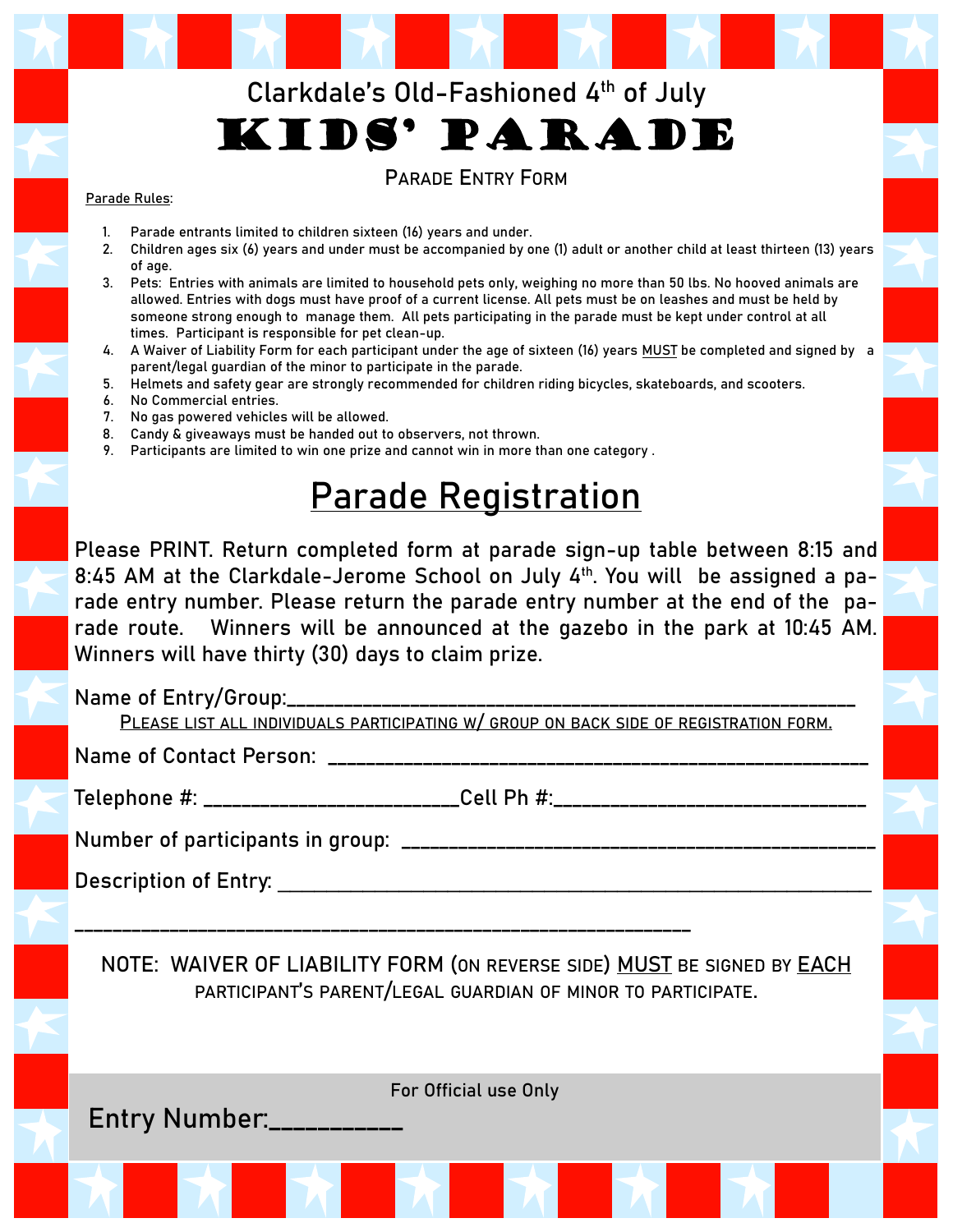Clarkdale's Old-Fashioned 4th of July

# KIDS' PARADE

PARADE ENTRY FORM

Parade Rules:

1. Parade entrants limited to children sixteen (16) years and under.
2. Children ages six (6) years and under must be accompanied by one (1) adult or another child at least thirteen (13) years of age.
3. Pets: Entries with animals are limited to household pets only, weighing no more than 50 lbs. No hooved animals are allowed. Entries with dogs must have proof of a current license. All pets must be on leashes and must be held by someone strong enough to manage them. All pets participating in the parade must be kept under control at all times. Participant is responsible for pet clean-up.
4. A Waiver of Liability Form for each participant under the age of sixteen (16) years MUST be completed and signed by a parent/legal guardian of the minor to participate in the parade.
5. Helmets and safety gear are strongly recommended for children riding bicycles, skateboards, and scooters.
6. No Commercial entries.
7. No gas powered vehicles will be allowed.
8. Candy & giveaways must be handed out to observers, not thrown.
9. Participants are limited to win one prize and cannot win in more than one category .

## Parade Registration

Please PRINT. Return completed form at parade sign-up table between 8:15 and 8:45 AM at the Clarkdale-Jerome School on July 4th. You will be assigned a parade entry number. Please return the parade entry number at the end of the parade route. Winners will be announced at the gazebo in the park at 10:45 AM. Winners will have thirty (30) days to claim prize.

Name of Entry/Group:______________________________________________

PLEASE LIST ALL INDIVIDUALS PARTICIPATING W/ GROUP ON BACK SIDE OF REGISTRATION FORM.

Name of Contact Person: ______________________________________________

Telephone #: ______________________Cell Ph #:________________________

Number of participants in group: ______________________________________

Description of Entry: _________________________________________________

______________________________________________________

NOTE: WAIVER OF LIABILITY FORM (ON REVERSE SIDE) MUST BE SIGNED BY EACH PARTICIPANT'S PARENT/LEGAL GUARDIAN OF MINOR TO PARTICIPATE.

For Official use Only

Entry Number:__________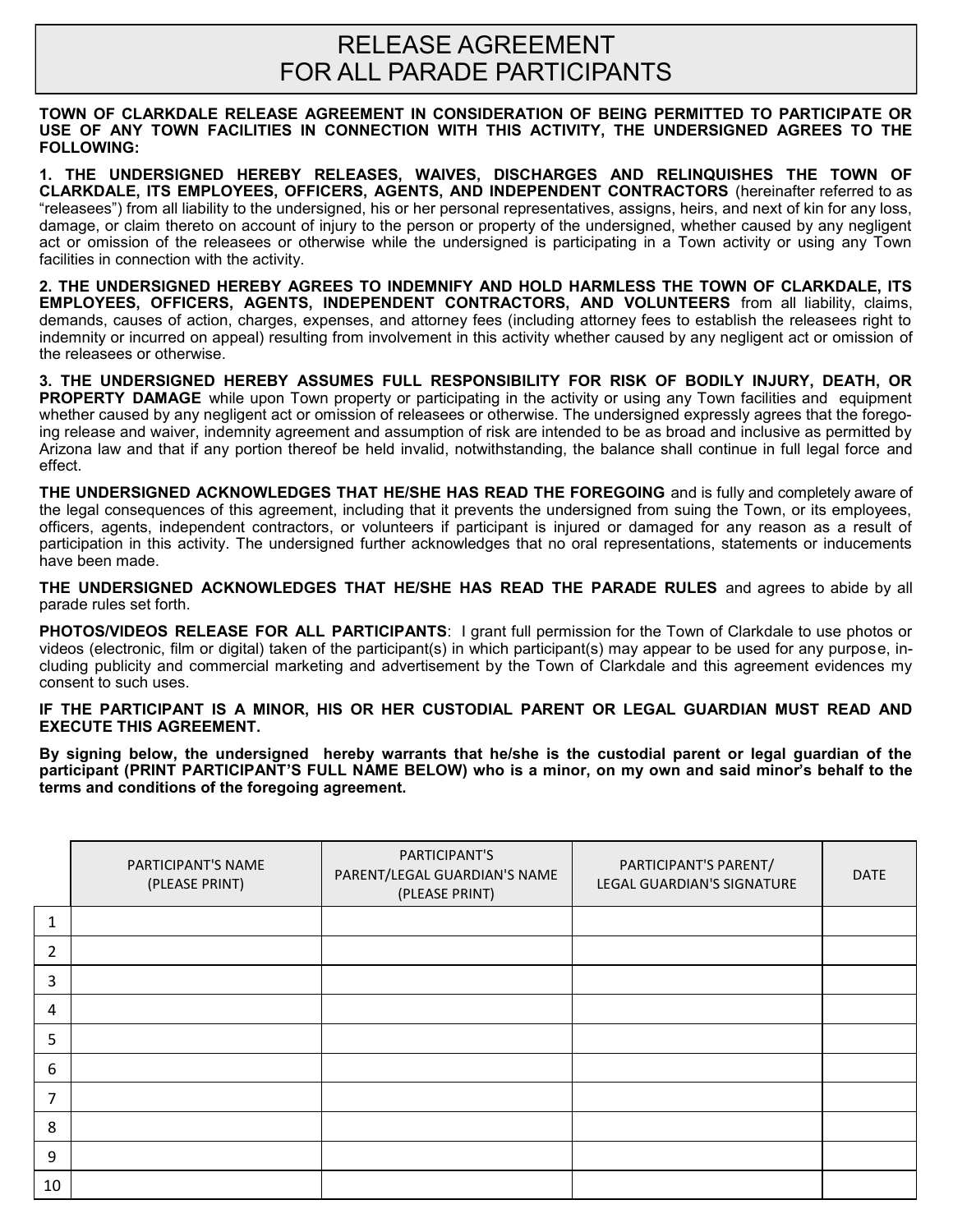# RELEASE AGREEMENT FOR ALL PARADE PARTICIPANTS

**TOWN OF CLARKDALE RELEASE AGREEMENT IN CONSIDERATION OF BEING PERMITTED TO PARTICIPATE OR USE OF ANY TOWN FACILITIES IN CONNECTION WITH THIS ACTIVITY, THE UNDERSIGNED AGREES TO THE FOLLOWING:**

**1. THE UNDERSIGNED HEREBY RELEASES, WAIVES, DISCHARGES AND RELINQUISHES THE TOWN OF CLARKDALE, ITS EMPLOYEES, OFFICERS, AGENTS, AND INDEPENDENT CONTRACTORS** (hereinafter referred to as "releasees") from all liability to the undersigned, his or her personal representatives, assigns, heirs, and next of kin for any loss, damage, or claim thereto on account of injury to the person or property of the undersigned, whether caused by any negligent act or omission of the releasees or otherwise while the undersigned is participating in a Town activity or using any Town facilities in connection with the activity.

**2. THE UNDERSIGNED HEREBY AGREES TO INDEMNIFY AND HOLD HARMLESS THE TOWN OF CLARKDALE, ITS EMPLOYEES, OFFICERS, AGENTS, INDEPENDENT CONTRACTORS, AND VOLUNTEERS** from all liability, claims, demands, causes of action, charges, expenses, and attorney fees (including attorney fees to establish the releasees right to indemnity or incurred on appeal) resulting from involvement in this activity whether caused by any negligent act or omission of the releasees or otherwise.

**3. THE UNDERSIGNED HEREBY ASSUMES FULL RESPONSIBILITY FOR RISK OF BODILY INJURY, DEATH, OR PROPERTY DAMAGE** while upon Town property or participating in the activity or using any Town facilities and equipment whether caused by any negligent act or omission of releasees or otherwise. The undersigned expressly agrees that the foregoing release and waiver, indemnity agreement and assumption of risk are intended to be as broad and inclusive as permitted by Arizona law and that if any portion thereof be held invalid, notwithstanding, the balance shall continue in full legal force and effect.

**THE UNDERSIGNED ACKNOWLEDGES THAT HE/SHE HAS READ THE FOREGOING** and is fully and completely aware of the legal consequences of this agreement, including that it prevents the undersigned from suing the Town, or its employees, officers, agents, independent contractors, or volunteers if participant is injured or damaged for any reason as a result of participation in this activity. The undersigned further acknowledges that no oral representations, statements or inducements have been made.

**THE UNDERSIGNED ACKNOWLEDGES THAT HE/SHE HAS READ THE PARADE RULES** and agrees to abide by all parade rules set forth.

**PHOTOS/VIDEOS RELEASE FOR ALL PARTICIPANTS**: I grant full permission for the Town of Clarkdale to use photos or videos (electronic, film or digital) taken of the participant(s) in which participant(s) may appear to be used for any purpose, including publicity and commercial marketing and advertisement by the Town of Clarkdale and this agreement evidences my consent to such uses.

**IF THE PARTICIPANT IS A MINOR, HIS OR HER CUSTODIAL PARENT OR LEGAL GUARDIAN MUST READ AND EXECUTE THIS AGREEMENT.**

**By signing below, the undersigned hereby warrants that he/she is the custodial parent or legal guardian of the participant (PRINT PARTICIPANT'S FULL NAME BELOW) who is a minor, on my own and said minor's behalf to the terms and conditions of the foregoing agreement.**

| | PARTICIPANT'S NAME (PLEASE PRINT) | PARTICIPANT'S PARENT/LEGAL GUARDIAN'S NAME (PLEASE PRINT) | PARTICIPANT'S PARENT/ LEGAL GUARDIAN'S SIGNATURE | DATE |
|---|---|---|---|---|
| 1 | | | | |
| 2 | | | | |
| 3 | | | | |
| 4 | | | | |
| 5 | | | | |
| 6 | | | | |
| 7 | | | | |
| 8 | | | | |
| 9 | | | | |
| 10 | | | | |